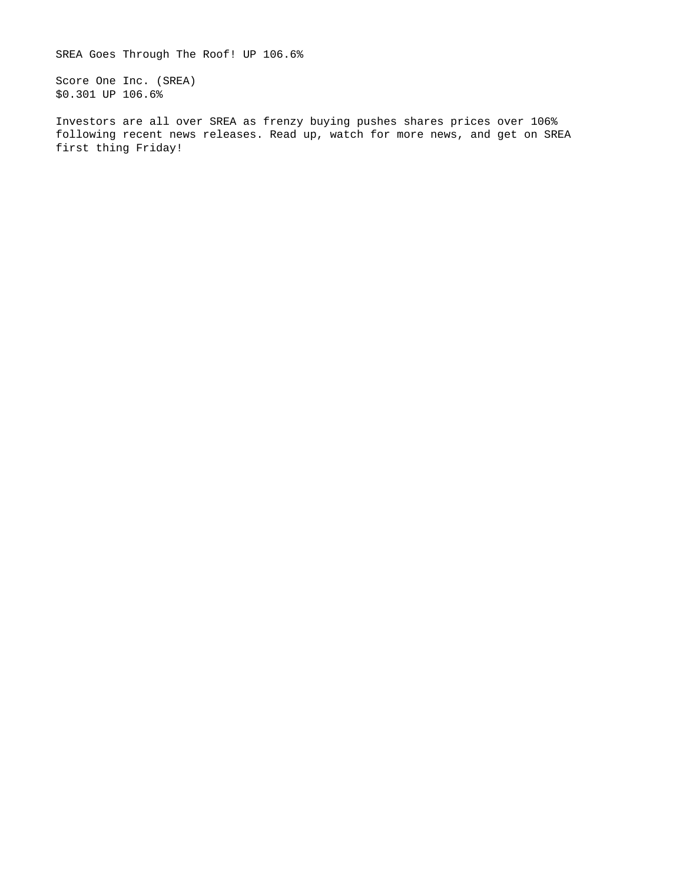SREA Goes Through The Roof! UP 106.6%

Score One Inc. (SREA)
$0.301 UP 106.6%

Investors are all over SREA as frenzy buying pushes shares prices over 106% following recent news releases. Read up, watch for more news, and get on SREA first thing Friday!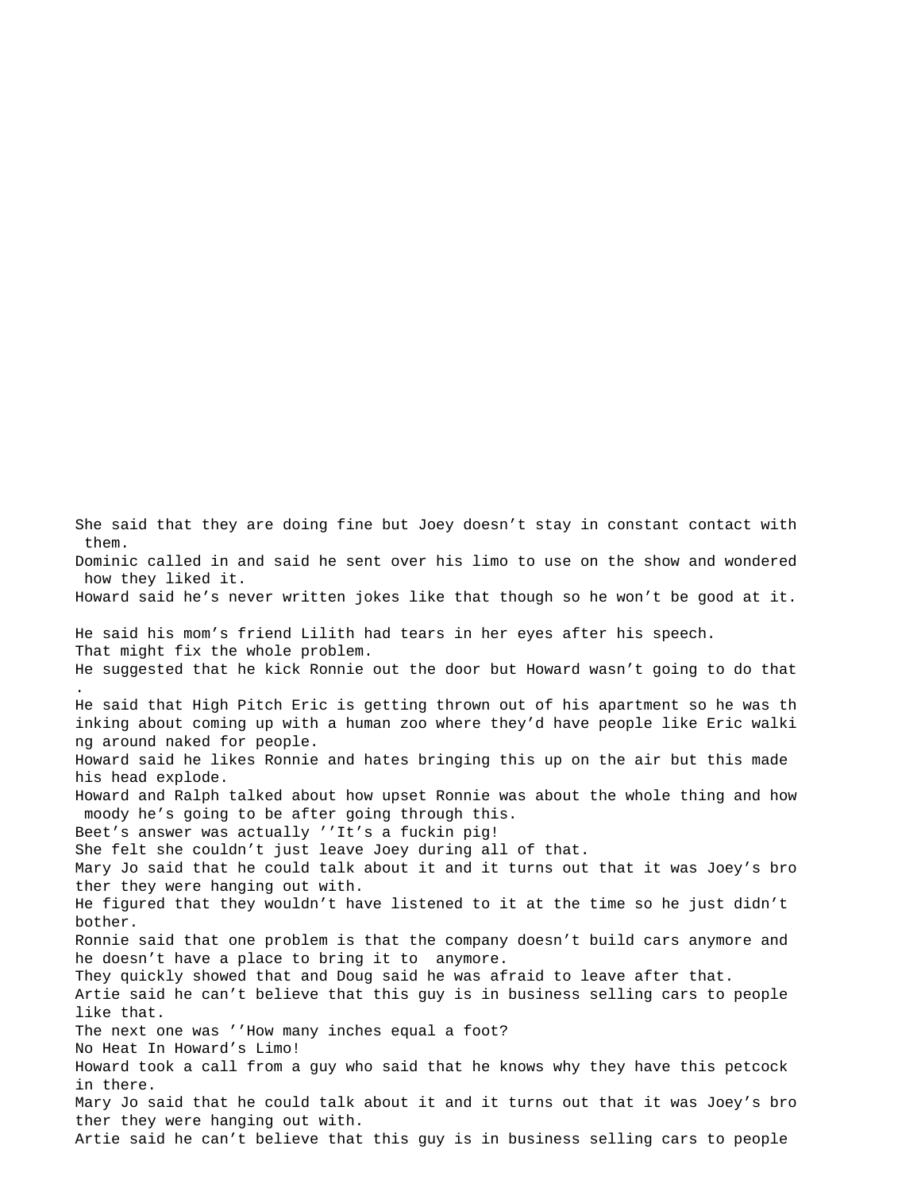She said that they are doing fine but Joey doesn't stay in constant contact with them.
Dominic called in and said he sent over his limo to use on the show and wondered how they liked it.
Howard said he's never written jokes like that though so he won't be good at it.

He said his mom's friend Lilith had tears in her eyes after his speech.
That might fix the whole problem.
He suggested that he kick Ronnie out the door but Howard wasn't going to do that.
He said that High Pitch Eric is getting thrown out of his apartment so he was thinking about coming up with a human zoo where they'd have people like Eric walking around naked for people.
Howard said he likes Ronnie and hates bringing this up on the air but this made his head explode.
Howard and Ralph talked about how upset Ronnie was about the whole thing and how moody he's going to be after going through this.
Beet's answer was actually ''It's a fuckin pig!
She felt she couldn't just leave Joey during all of that.
Mary Jo said that he could talk about it and it turns out that it was Joey's brother they were hanging out with.
He figured that they wouldn't have listened to it at the time so he just didn't bother.
Ronnie said that one problem is that the company doesn't build cars anymore and he doesn't have a place to bring it to anymore.
They quickly showed that and Doug said he was afraid to leave after that.
Artie said he can't believe that this guy is in business selling cars to people like that.
The next one was ''How many inches equal a foot?
No Heat In Howard's Limo!
Howard took a call from a guy who said that he knows why they have this petcock in there.
Mary Jo said that he could talk about it and it turns out that it was Joey's brother they were hanging out with.
Artie said he can't believe that this guy is in business selling cars to people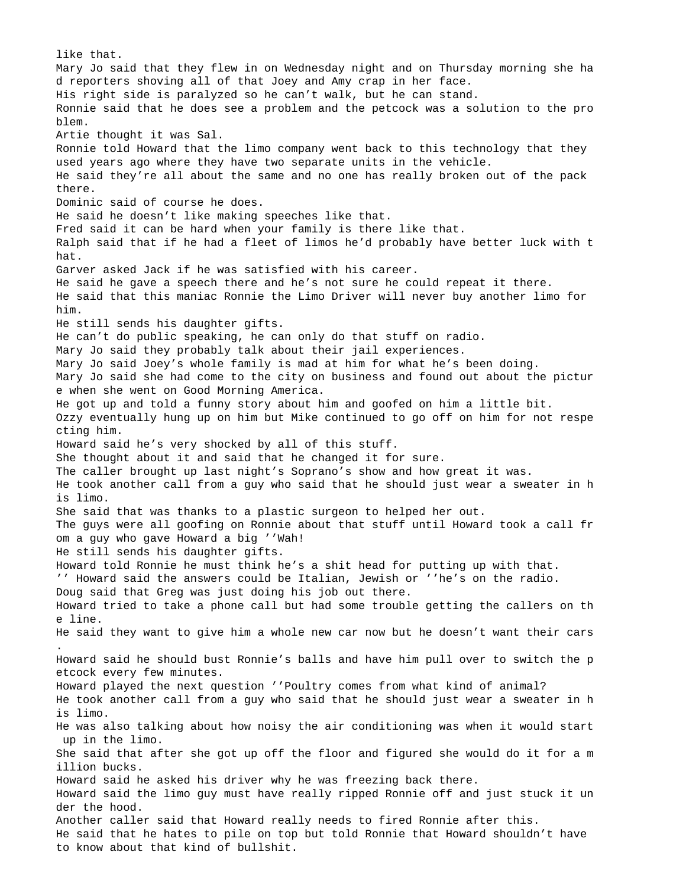like that.
Mary Jo said that they flew in on Wednesday night and on Thursday morning she had reporters shoving all of that Joey and Amy crap in her face.
His right side is paralyzed so he can't walk, but he can stand.
Ronnie said that he does see a problem and the petcock was a solution to the problem.
Artie thought it was Sal.
Ronnie told Howard that the limo company went back to this technology that they used years ago where they have two separate units in the vehicle.
He said they're all about the same and no one has really broken out of the pack there.
Dominic said of course he does.
He said he doesn't like making speeches like that.
Fred said it can be hard when your family is there like that.
Ralph said that if he had a fleet of limos he'd probably have better luck with that.
Garver asked Jack if he was satisfied with his career.
He said he gave a speech there and he's not sure he could repeat it there.
He said that this maniac Ronnie the Limo Driver will never buy another limo for him.
He still sends his daughter gifts.
He can't do public speaking, he can only do that stuff on radio.
Mary Jo said they probably talk about their jail experiences.
Mary Jo said Joey's whole family is mad at him for what he's been doing.
Mary Jo said she had come to the city on business and found out about the picture when she went on Good Morning America.
He got up and told a funny story about him and goofed on him a little bit.
Ozzy eventually hung up on him but Mike continued to go off on him for not respecting him.
Howard said he's very shocked by all of this stuff.
She thought about it and said that he changed it for sure.
The caller brought up last night's Soprano's show and how great it was.
He took another call from a guy who said that he should just wear a sweater in his limo.
She said that was thanks to a plastic surgeon to helped her out.
The guys were all goofing on Ronnie about that stuff until Howard took a call from a guy who gave Howard a big ''Wah!
He still sends his daughter gifts.
Howard told Ronnie he must think he's a shit head for putting up with that.
'' Howard said the answers could be Italian, Jewish or ''he's on the radio.
Doug said that Greg was just doing his job out there.
Howard tried to take a phone call but had some trouble getting the callers on the line.
He said they want to give him a whole new car now but he doesn't want their cars.
Howard said he should bust Ronnie's balls and have him pull over to switch the petcock every few minutes.
Howard played the next question ''Poultry comes from what kind of animal?
He took another call from a guy who said that he should just wear a sweater in his limo.
He was also talking about how noisy the air conditioning was when it would start up in the limo.
She said that after she got up off the floor and figured she would do it for a million bucks.
Howard said he asked his driver why he was freezing back there.
Howard said the limo guy must have really ripped Ronnie off and just stuck it under the hood.
Another caller said that Howard really needs to fired Ronnie after this.
He said that he hates to pile on top but told Ronnie that Howard shouldn't have to know about that kind of bullshit.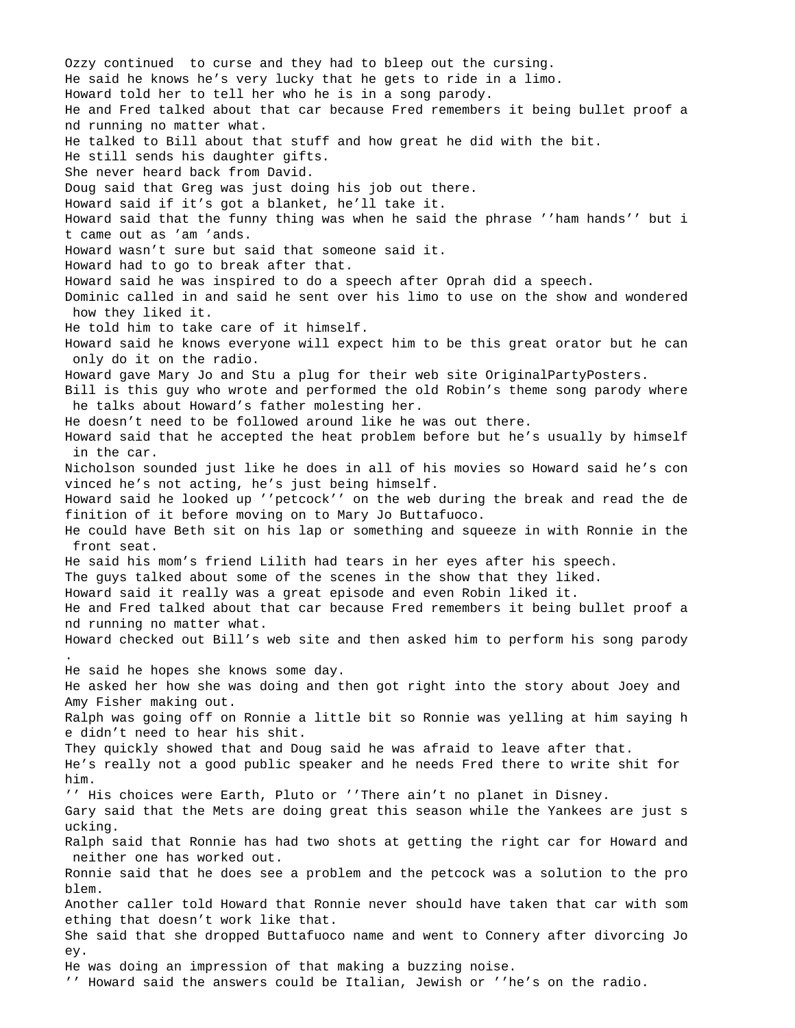Ozzy continued  to curse and they had to bleep out the cursing.
He said he knows he's very lucky that he gets to ride in a limo.
Howard told her to tell her who he is in a song parody.
He and Fred talked about that car because Fred remembers it being bullet proof and running no matter what.
He talked to Bill about that stuff and how great he did with the bit.
He still sends his daughter gifts.
She never heard back from David.
Doug said that Greg was just doing his job out there.
Howard said if it's got a blanket, he'll take it.
Howard said that the funny thing was when he said the phrase ''ham hands'' but it came out as 'am 'ands.
Howard wasn't sure but said that someone said it.
Howard had to go to break after that.
Howard said he was inspired to do a speech after Oprah did a speech.
Dominic called in and said he sent over his limo to use on the show and wondered how they liked it.
He told him to take care of it himself.
Howard said he knows everyone will expect him to be this great orator but he can only do it on the radio.
Howard gave Mary Jo and Stu a plug for their web site OriginalPartyPosters.
Bill is this guy who wrote and performed the old Robin's theme song parody where he talks about Howard's father molesting her.
He doesn't need to be followed around like he was out there.
Howard said that he accepted the heat problem before but he's usually by himself in the car.
Nicholson sounded just like he does in all of his movies so Howard said he's convinced he's not acting, he's just being himself.
Howard said he looked up ''petcock'' on the web during the break and read the definition of it before moving on to Mary Jo Buttafuoco.
He could have Beth sit on his lap or something and squeeze in with Ronnie in the front seat.
He said his mom's friend Lilith had tears in her eyes after his speech.
The guys talked about some of the scenes in the show that they liked.
Howard said it really was a great episode and even Robin liked it.
He and Fred talked about that car because Fred remembers it being bullet proof and running no matter what.
Howard checked out Bill's web site and then asked him to perform his song parody.
He said he hopes she knows some day.
He asked her how she was doing and then got right into the story about Joey and Amy Fisher making out.
Ralph was going off on Ronnie a little bit so Ronnie was yelling at him saying he didn't need to hear his shit.
They quickly showed that and Doug said he was afraid to leave after that.
He's really not a good public speaker and he needs Fred there to write shit for him.
'' His choices were Earth, Pluto or ''There ain't no planet in Disney.
Gary said that the Mets are doing great this season while the Yankees are just sucking.
Ralph said that Ronnie has had two shots at getting the right car for Howard and neither one has worked out.
Ronnie said that he does see a problem and the petcock was a solution to the problem.
Another caller told Howard that Ronnie never should have taken that car with something that doesn't work like that.
She said that she dropped Buttafuoco name and went to Connery after divorcing Joey.
He was doing an impression of that making a buzzing noise.
'' Howard said the answers could be Italian, Jewish or ''he's on the radio.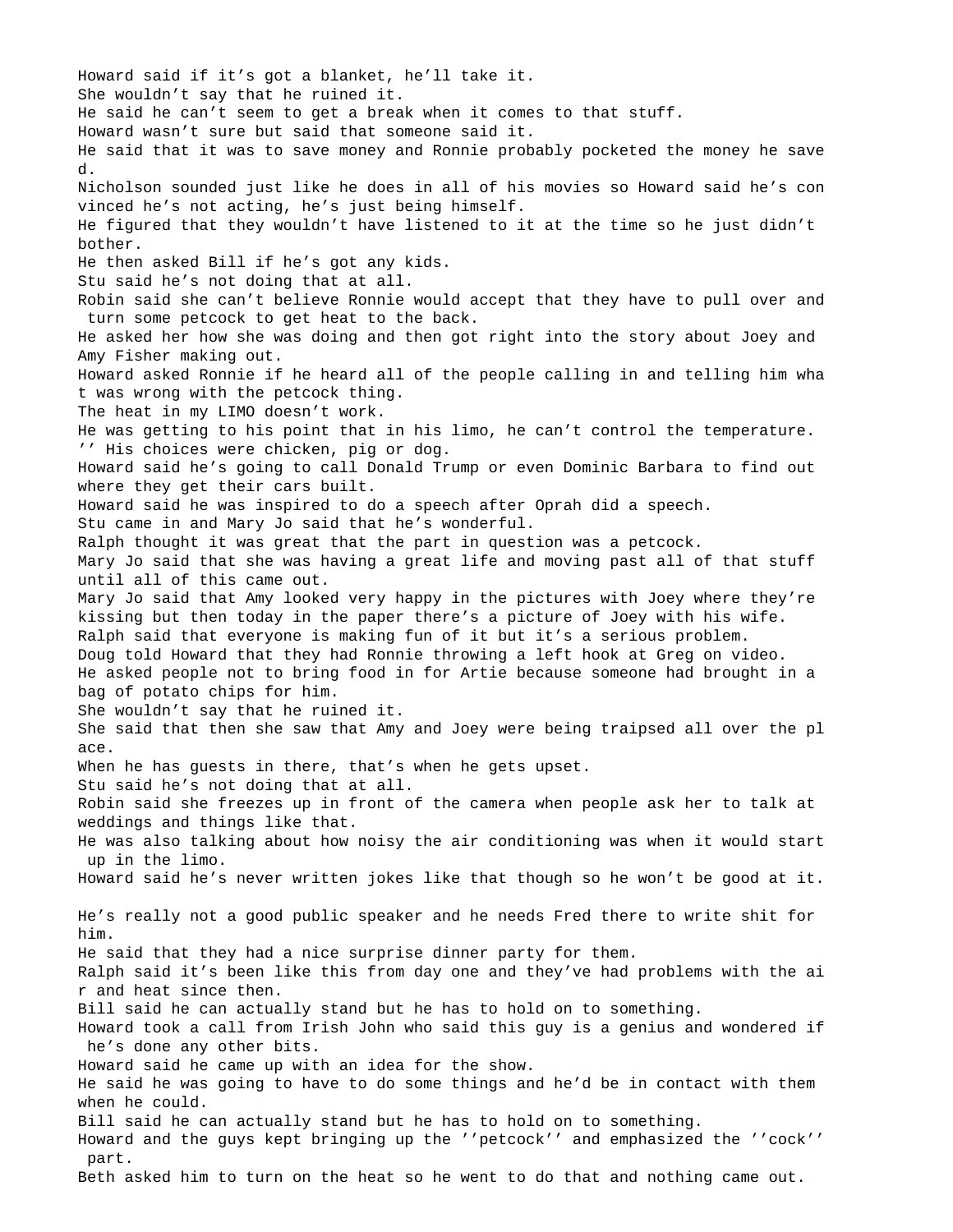Howard said if it's got a blanket, he'll take it.
She wouldn't say that he ruined it.
He said he can't seem to get a break when it comes to that stuff.
Howard wasn't sure but said that someone said it.
He said that it was to save money and Ronnie probably pocketed the money he saved.
Nicholson sounded just like he does in all of his movies so Howard said he's convinced he's not acting, he's just being himself.
He figured that they wouldn't have listened to it at the time so he just didn't bother.
He then asked Bill if he's got any kids.
Stu said he's not doing that at all.
Robin said she can't believe Ronnie would accept that they have to pull over and turn some petcock to get heat to the back.
He asked her how she was doing and then got right into the story about Joey and Amy Fisher making out.
Howard asked Ronnie if he heard all of the people calling in and telling him what was wrong with the petcock thing.
The heat in my LIMO doesn't work.
He was getting to his point that in his limo, he can't control the temperature.
'' His choices were chicken, pig or dog.
Howard said he's going to call Donald Trump or even Dominic Barbara to find out where they get their cars built.
Howard said he was inspired to do a speech after Oprah did a speech.
Stu came in and Mary Jo said that he's wonderful.
Ralph thought it was great that the part in question was a petcock.
Mary Jo said that she was having a great life and moving past all of that stuff until all of this came out.
Mary Jo said that Amy looked very happy in the pictures with Joey where they're kissing but then today in the paper there's a picture of Joey with his wife.
Ralph said that everyone is making fun of it but it's a serious problem.
Doug told Howard that they had Ronnie throwing a left hook at Greg on video.
He asked people not to bring food in for Artie because someone had brought in a bag of potato chips for him.
She wouldn't say that he ruined it.
She said that then she saw that Amy and Joey were being traipsed all over the place.
When he has guests in there, that's when he gets upset.
Stu said he's not doing that at all.
Robin said she freezes up in front of the camera when people ask her to talk at weddings and things like that.
He was also talking about how noisy the air conditioning was when it would start up in the limo.
Howard said he's never written jokes like that though so he won't be good at it.

He's really not a good public speaker and he needs Fred there to write shit for him.
He said that they had a nice surprise dinner party for them.
Ralph said it's been like this from day one and they've had problems with the air and heat since then.
Bill said he can actually stand but he has to hold on to something.
Howard took a call from Irish John who said this guy is a genius and wondered if he's done any other bits.
Howard said he came up with an idea for the show.
He said he was going to have to do some things and he'd be in contact with them when he could.
Bill said he can actually stand but he has to hold on to something.
Howard and the guys kept bringing up the ''petcock'' and emphasized the ''cock'' part.
Beth asked him to turn on the heat so he went to do that and nothing came out.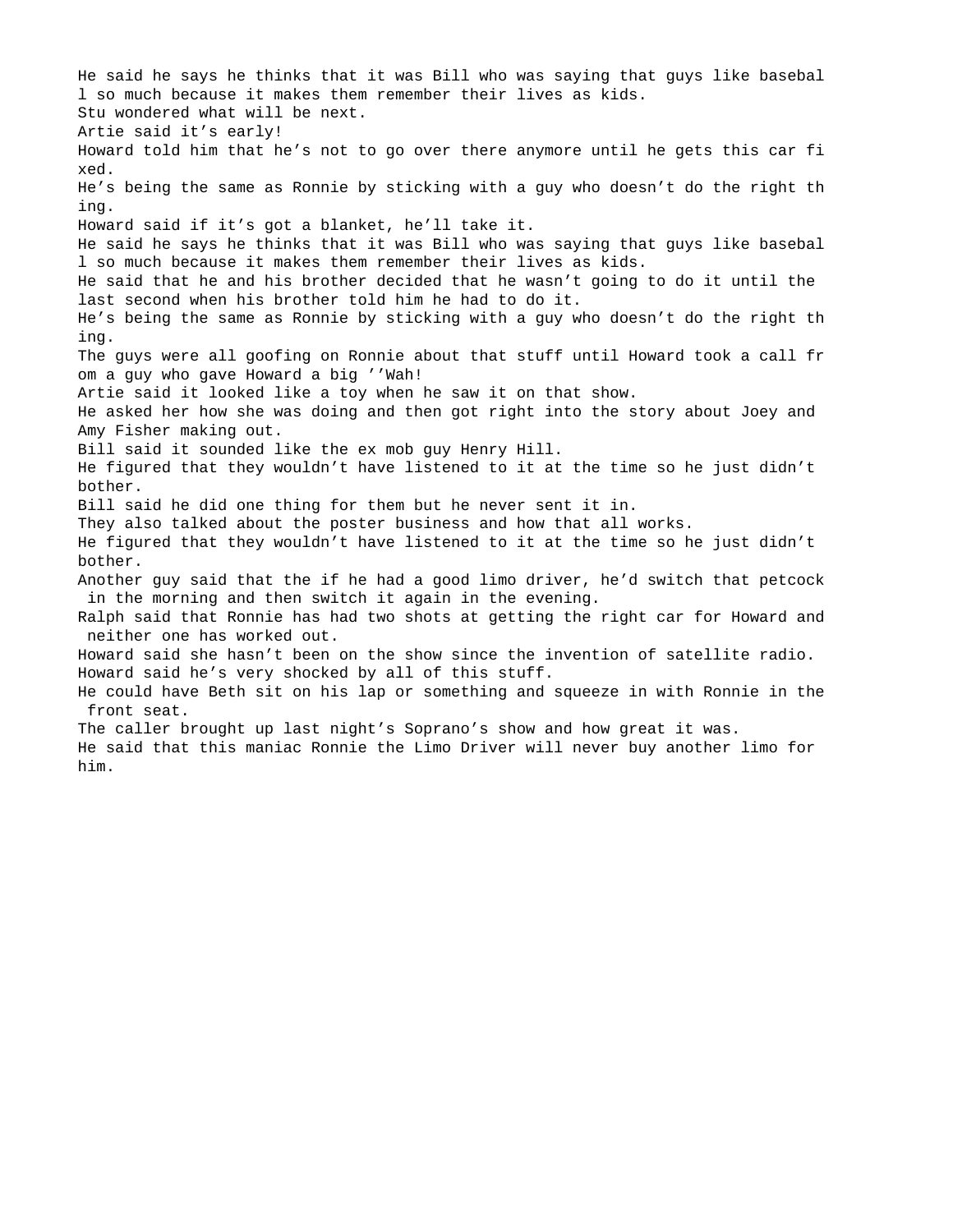He said he says he thinks that it was Bill who was saying that guys like baseball so much because it makes them remember their lives as kids.
Stu wondered what will be next.
Artie said it's early!
Howard told him that he's not to go over there anymore until he gets this car fixed.
He's being the same as Ronnie by sticking with a guy who doesn't do the right thing.
Howard said if it's got a blanket, he'll take it.
He said he says he thinks that it was Bill who was saying that guys like baseball so much because it makes them remember their lives as kids.
He said that he and his brother decided that he wasn't going to do it until the last second when his brother told him he had to do it.
He's being the same as Ronnie by sticking with a guy who doesn't do the right thing.
The guys were all goofing on Ronnie about that stuff until Howard took a call from a guy who gave Howard a big ''Wah!
Artie said it looked like a toy when he saw it on that show.
He asked her how she was doing and then got right into the story about Joey and Amy Fisher making out.
Bill said it sounded like the ex mob guy Henry Hill.
He figured that they wouldn't have listened to it at the time so he just didn't bother.
Bill said he did one thing for them but he never sent it in.
They also talked about the poster business and how that all works.
He figured that they wouldn't have listened to it at the time so he just didn't bother.
Another guy said that the if he had a good limo driver, he'd switch that petcock in the morning and then switch it again in the evening.
Ralph said that Ronnie has had two shots at getting the right car for Howard and neither one has worked out.
Howard said she hasn't been on the show since the invention of satellite radio.
Howard said he's very shocked by all of this stuff.
He could have Beth sit on his lap or something and squeeze in with Ronnie in the front seat.
The caller brought up last night's Soprano's show and how great it was.
He said that this maniac Ronnie the Limo Driver will never buy another limo for him.